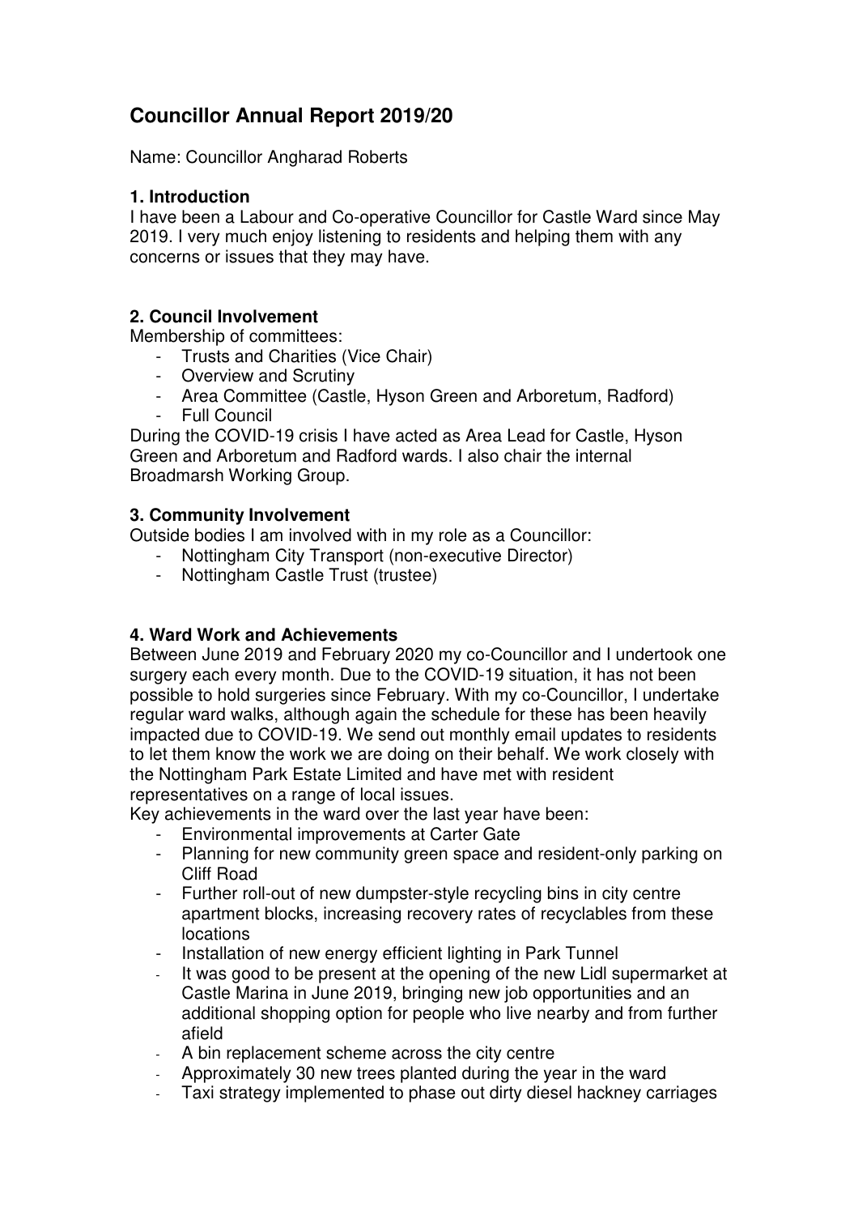# Councillor Annual Report 2019/20

Name: Councillor Angharad Roberts

### 1. Introduction

I have been a Labour and Co-operative Councillor for Castle Ward since May 2019. I very much enjoy listening to residents and helping them with any concerns or issues that they may have.

### 2. Council Involvement

Membership of committees:

- Trusts and Charities (Vice Chair)
- Overview and Scrutiny
- Area Committee (Castle, Hyson Green and Arboretum, Radford)
- Full Council

During the COVID-19 crisis I have acted as Area Lead for Castle, Hyson Green and Arboretum and Radford wards. I also chair the internal Broadmarsh Working Group.

### 3. Community Involvement

Outside bodies I am involved with in my role as a Councillor:

- Nottingham City Transport (non-executive Director)
- Nottingham Castle Trust (trustee)

### 4. Ward Work and Achievements

Between June 2019 and February 2020 my co-Councillor and I undertook one surgery each every month. Due to the COVID-19 situation, it has not been possible to hold surgeries since February. With my co-Councillor, I undertake regular ward walks, although again the schedule for these has been heavily impacted due to COVID-19. We send out monthly email updates to residents to let them know the work we are doing on their behalf. We work closely with the Nottingham Park Estate Limited and have met with resident representatives on a range of local issues.

Key achievements in the ward over the last year have been:

- Environmental improvements at Carter Gate
- Planning for new community green space and resident-only parking on Cliff Road
- Further roll-out of new dumpster-style recycling bins in city centre apartment blocks, increasing recovery rates of recyclables from these locations
- Installation of new energy efficient lighting in Park Tunnel
- It was good to be present at the opening of the new Lidl supermarket at Castle Marina in June 2019, bringing new job opportunities and an additional shopping option for people who live nearby and from further afield
- A bin replacement scheme across the city centre
- Approximately 30 new trees planted during the year in the ward
- Taxi strategy implemented to phase out dirty diesel hackney carriages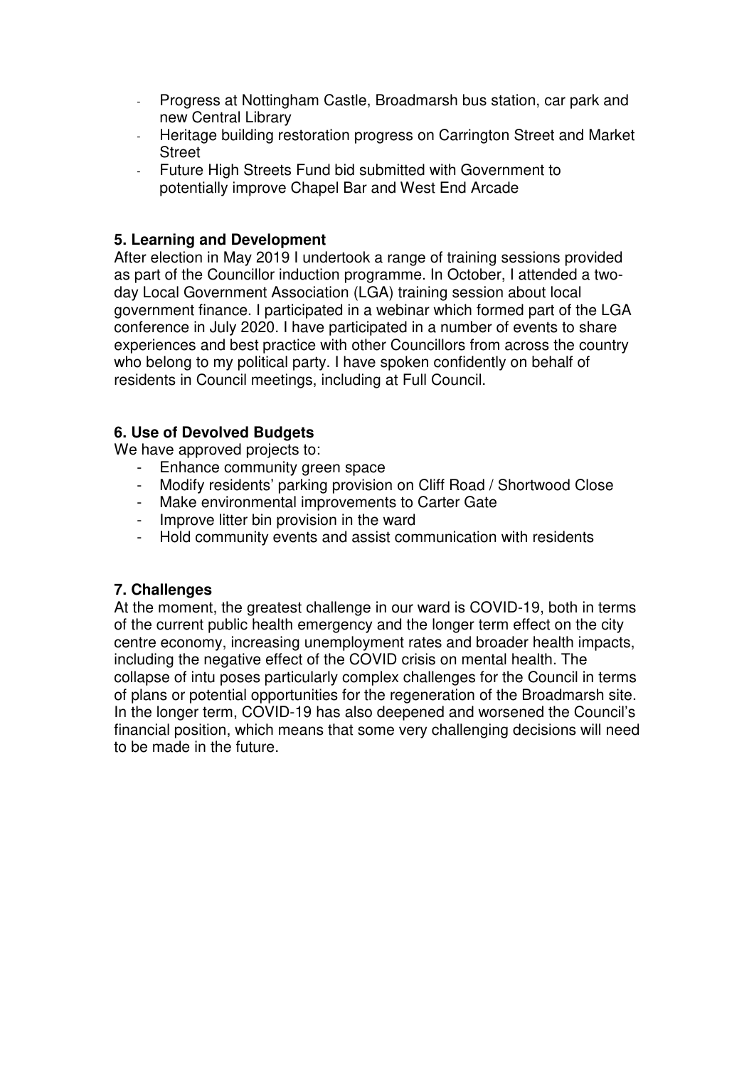- Progress at Nottingham Castle, Broadmarsh bus station, car park and new Central Library
- Heritage building restoration progress on Carrington Street and Market Street
- Future High Streets Fund bid submitted with Government to potentially improve Chapel Bar and West End Arcade

**5. Learning and Development**

After election in May 2019 I undertook a range of training sessions provided as part of the Councillor induction programme. In October, I attended a two-day Local Government Association (LGA) training session about local government finance. I participated in a webinar which formed part of the LGA conference in July 2020. I have participated in a number of events to share experiences and best practice with other Councillors from across the country who belong to my political party. I have spoken confidently on behalf of residents in Council meetings, including at Full Council.

**6. Use of Devolved Budgets**

We have approved projects to:

- Enhance community green space
- Modify residents' parking provision on Cliff Road / Shortwood Close
- Make environmental improvements to Carter Gate
- Improve litter bin provision in the ward
- Hold community events and assist communication with residents

**7. Challenges**

At the moment, the greatest challenge in our ward is COVID-19, both in terms of the current public health emergency and the longer term effect on the city centre economy, increasing unemployment rates and broader health impacts, including the negative effect of the COVID crisis on mental health. The collapse of intu poses particularly complex challenges for the Council in terms of plans or potential opportunities for the regeneration of the Broadmarsh site. In the longer term, COVID-19 has also deepened and worsened the Council's financial position, which means that some very challenging decisions will need to be made in the future.